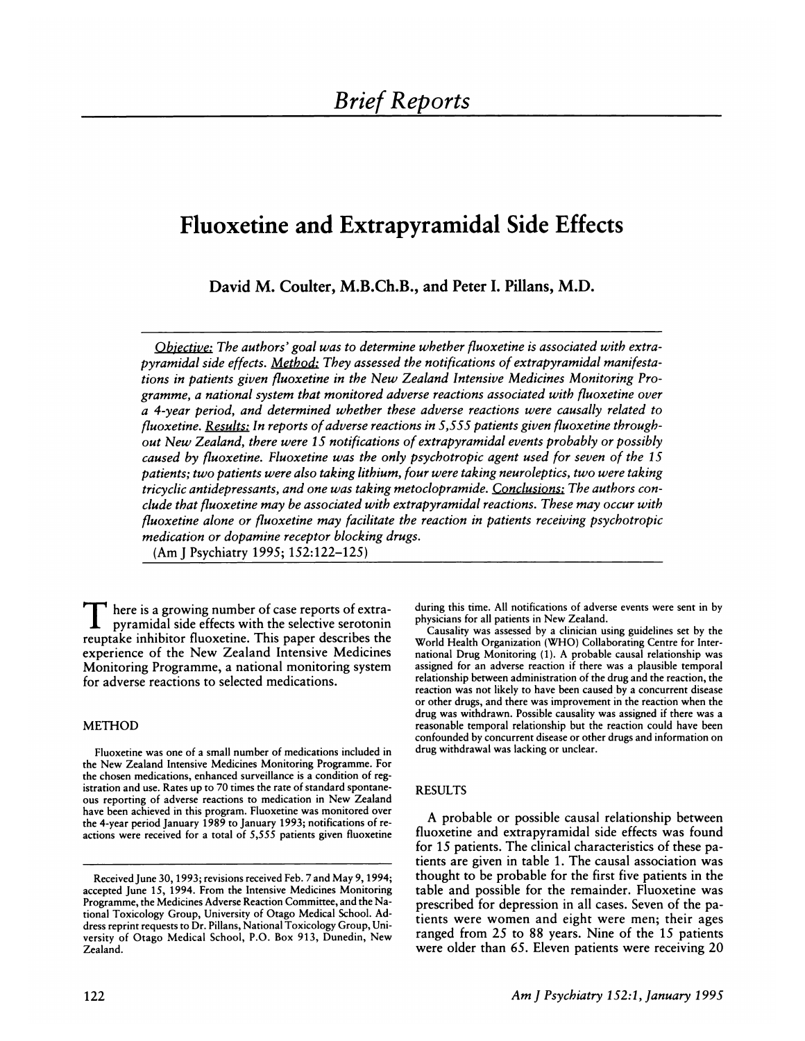# Fluoxetine and Extrapyramidal Side Effects

**David M. Coulter, M.B.Ch.B., and Peter I. Pillans, M.D.**

*Objective: The authors' goal was to determine whether fluoxetine is associated with extrapyramidal side effects. Method: They assessed the notifications of extrapyramidal manifestations in patients given fluoxetine in the New Zealand Intensive Medicines Monitoring Programme, a national system that monitored adverse reactions associated with fluoxetine over a 4-year period, and determined whether these adverse reactions were causally related to fluoxetine. Results: In reports of adverse reactions in 5,555 patients given fluoxetine throughout New Zealand, there were 15 notifications of extrapyramidal events probably or possibly caused by fluoxetine. Fluoxetine was the only psychotropic agent used for seven of the 15 patients; two patients were also taking lithium, four were taking neuroleptics, two were taking tricyclic antidepressants, and one was taking metoclopramide. Conclusions: The authors conclude that fluoxetine may be associated with extrapyramidal reactions. These may occur with fluoxetine alone or fluoxetine may facilitate the reaction in patients receiving psychotropic medication or dopamine receptor blocking drugs.*

(Am J Psychiatry 1995; 152:122–125)

There is a growing number of case reports of extrapyramidal side effects with the selective serotonin reuptake inhibitor fluoxetine. This paper describes the experience of the New Zealand Intensive Medicines Monitoring Programme, a national monitoring system for adverse reactions to selected medications.

## METHOD

Fluoxetine was one of a small number of medications included in the New Zealand Intensive Medicines Monitoring Programme. For the chosen medications, enhanced surveillance is a condition of registration and use. Rates up to 70 times the rate of standard spontaneous reporting of adverse reactions to medication in New Zealand have been achieved in this program. Fluoxetine was monitored over the 4-year period January 1989 to January 1993; notifications of reactions were received for a total of 5,555 patients given fluoxetine during this time. All notifications of adverse events were sent in by physicians for all patients in New Zealand.

Causality was assessed by a clinician using guidelines set by the World Health Organization (WHO) Collaborating Centre for International Drug Monitoring (1). A probable causal relationship was assigned for an adverse reaction if there was a plausible temporal relationship between administration of the drug and the reaction, the reaction was not likely to have been caused by a concurrent disease or other drugs, and there was improvement in the reaction when the drug was withdrawn. Possible causality was assigned if there was a reasonable temporal relationship but the reaction could have been confounded by concurrent disease or other drugs and information on drug withdrawal was lacking or unclear.

## RESULTS

A probable or possible causal relationship between fluoxetine and extrapyramidal side effects was found for 15 patients. The clinical characteristics of these patients are given in table 1. The causal association was thought to be probable for the first five patients in the table and possible for the remainder. Fluoxetine was prescribed for depression in all cases. Seven of the patients were women and eight were men; their ages ranged from 25 to 88 years. Nine of the 15 patients were older than 65. Eleven patients were receiving 20

Received June 30, 1993; revisions received Feb. 7 and May 9, 1994; accepted June 15, 1994. From the Intensive Medicines Monitoring Programme, the Medicines Adverse Reaction Committee, and the National Toxicology Group, University of Otago Medical School. Address reprint requests to Dr. Pillans, National Toxicology Group, University of Otago Medical School, P.O. Box 913, Dunedin, New Zealand.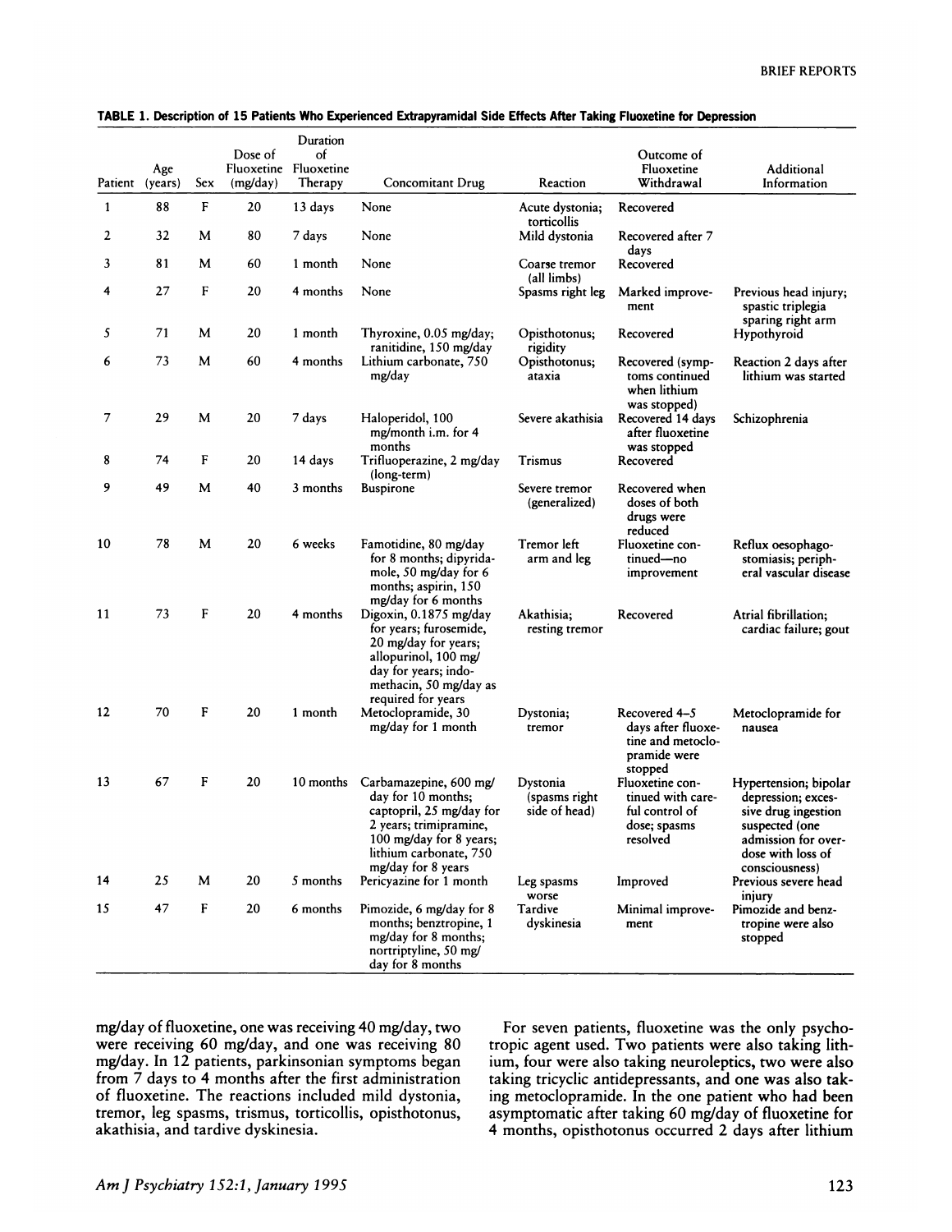**TABLE 1. Description of 15 Patients Who Experienced Extrapyramidal Side Effects After Taking Fluoxetine for Depression**

| Patient | Age (years) | Sex | Dose of Fluoxetine (mg/day) | Duration of Fluoxetine Therapy | Concomitant Drug | Reaction | Outcome of Fluoxetine Withdrawal | Additional Information |
|---|---|---|---|---|---|---|---|---|
| 1 | 88 | F | 20 | 13 days | None | Acute dystonia; torticollis | Recovered | |
| 2 | 32 | M | 80 | 7 days | None | Mild dystonia | Recovered after 7 days | |
| 3 | 81 | M | 60 | 1 month | None | Coarse tremor (all limbs) | Recovered | |
| 4 | 27 | F | 20 | 4 months | None | Spasms right leg | Marked improvement | Previous head injury; spastic triplegia sparing right arm |
| 5 | 71 | M | 20 | 1 month | Thyroxine, 0.05 mg/day; ranitidine, 150 mg/day | Opisthotonus; rigidity | Recovered | Hypothyroid |
| 6 | 73 | M | 60 | 4 months | Lithium carbonate, 750 mg/day | Opisthotonus; ataxia | Recovered (symptoms continued when lithium was stopped) | Reaction 2 days after lithium was started |
| 7 | 29 | M | 20 | 7 days | Haloperidol, 100 mg/month i.m. for 4 months | Severe akathisia | Recovered 14 days after fluoxetine was stopped | Schizophrenia |
| 8 | 74 | F | 20 | 14 days | Trifluoperazine, 2 mg/day (long-term) | Trismus | Recovered | |
| 9 | 49 | M | 40 | 3 months | Buspirone | Severe tremor (generalized) | Recovered when doses of both drugs were reduced | |
| 10 | 78 | M | 20 | 6 weeks | Famotidine, 80 mg/day for 8 months; dipyridamole, 50 mg/day for 6 months; aspirin, 150 mg/day for 6 months | Tremor left arm and leg | Fluoxetine continued—no improvement | Reflux oesophagostomiasis; peripheral vascular disease |
| 11 | 73 | F | 20 | 4 months | Digoxin, 0.1875 mg/day for years; furosemide, 20 mg/day for years; allopurinol, 100 mg/day for years; indomethacin, 50 mg/day as required for years | Akathisia; resting tremor | Recovered | Atrial fibrillation; cardiac failure; gout |
| 12 | 70 | F | 20 | 1 month | Metoclopramide, 30 mg/day for 1 month | Dystonia; tremor | Recovered 4–5 days after fluoxetine and metoclopramide were stopped | Metoclopramide for nausea |
| 13 | 67 | F | 20 | 10 months | Carbamazepine, 600 mg/day for 10 months; captopril, 25 mg/day for 2 years; trimipramine, 100 mg/day for 8 years; lithium carbonate, 750 mg/day for 8 years | Dystonia (spasms right side of head) | Fluoxetine continued with careful control of dose; spasms resolved | Hypertension; bipolar depression; excessive drug ingestion suspected (one admission for overdose with loss of consciousness) |
| 14 | 25 | M | 20 | 5 months | Pericyazine for 1 month | Leg spasms worse | Improved | Previous severe head injury |
| 15 | 47 | F | 20 | 6 months | Pimozide, 6 mg/day for 8 months; benztropine, 1 mg/day for 8 months; nortriptyline, 50 mg/day for 8 months | Tardive dyskinesia | Minimal improvement | Pimozide and benztropine were also stopped |

mg/day of fluoxetine, one was receiving 40 mg/day, two were receiving 60 mg/day, and one was receiving 80 mg/day. In 12 patients, parkinsonian symptoms began from 7 days to 4 months after the first administration of fluoxetine. The reactions included mild dystonia, tremor, leg spasms, trismus, torticollis, opisthotonus, akathisia, and tardive dyskinesia.

For seven patients, fluoxetine was the only psychotropic agent used. Two patients were also taking lithium, four were also taking neuroleptics, two were also taking tricyclic antidepressants, and one was also taking metoclopramide. In the one patient who had been asymptomatic after taking 60 mg/day of fluoxetine for 4 months, opisthotonus occurred 2 days after lithium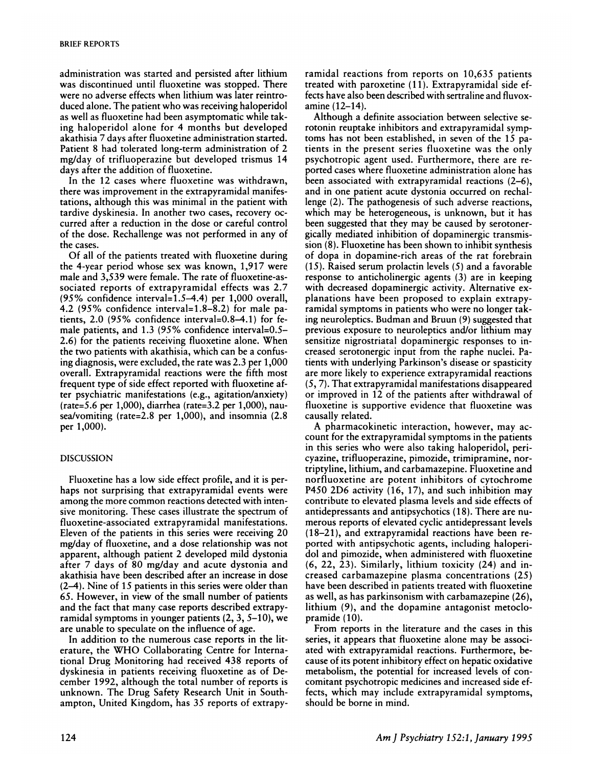administration was started and persisted after lithium was discontinued until fluoxetine was stopped. There were no adverse effects when lithium was later reintroduced alone. The patient who was receiving haloperidol as well as fluoxetine had been asymptomatic while taking haloperidol alone for 4 months but developed akathisia 7 days after fluoxetine administration started. Patient 8 had tolerated long-term administration of 2 mg/day of trifluoperazine but developed trismus 14 days after the addition of fluoxetine.

In the 12 cases where fluoxetine was withdrawn, there was improvement in the extrapyramidal manifestations, although this was minimal in the patient with tardive dyskinesia. In another two cases, recovery occurred after a reduction in the dose or careful control of the dose. Rechallenge was not performed in any of the cases.

Of all of the patients treated with fluoxetine during the 4-year period whose sex was known, 1,917 were male and 3,539 were female. The rate of fluoxetine-associated reports of extrapyramidal effects was 2.7 (95% confidence interval=1.5–4.4) per 1,000 overall, 4.2 (95% confidence interval=1.8–8.2) for male patients, 2.0 (95% confidence interval=0.8–4.1) for female patients, and 1.3 (95% confidence interval=0.5–2.6) for the patients receiving fluoxetine alone. When the two patients with akathisia, which can be a confusing diagnosis, were excluded, the rate was 2.3 per 1,000 overall. Extrapyramidal reactions were the fifth most frequent type of side effect reported with fluoxetine after psychiatric manifestations (e.g., agitation/anxiety) (rate=5.6 per 1,000), diarrhea (rate=3.2 per 1,000), nausea/vomiting (rate=2.8 per 1,000), and insomnia (2.8 per 1,000).

## DISCUSSION

Fluoxetine has a low side effect profile, and it is perhaps not surprising that extrapyramidal events were among the more common reactions detected with intensive monitoring. These cases illustrate the spectrum of fluoxetine-associated extrapyramidal manifestations. Eleven of the patients in this series were receiving 20 mg/day of fluoxetine, and a dose relationship was not apparent, although patient 2 developed mild dystonia after 7 days of 80 mg/day and acute dystonia and akathisia have been described after an increase in dose (2–4). Nine of 15 patients in this series were older than 65. However, in view of the small number of patients and the fact that many case reports described extrapyramidal symptoms in younger patients (2, 3, 5–10), we are unable to speculate on the influence of age.

In addition to the numerous case reports in the literature, the WHO Collaborating Centre for International Drug Monitoring had received 438 reports of dyskinesia in patients receiving fluoxetine as of December 1992, although the total number of reports is unknown. The Drug Safety Research Unit in Southampton, United Kingdom, has 35 reports of extrapyramidal reactions from reports on 10,635 patients treated with paroxetine (11). Extrapyramidal side effects have also been described with sertraline and fluvoxamine (12–14).

Although a definite association between selective serotonin reuptake inhibitors and extrapyramidal symptoms has not been established, in seven of the 15 patients in the present series fluoxetine was the only psychotropic agent used. Furthermore, there are reported cases where fluoxetine administration alone has been associated with extrapyramidal reactions (2–6), and in one patient acute dystonia occurred on rechallenge (2). The pathogenesis of such adverse reactions, which may be heterogeneous, is unknown, but it has been suggested that they may be caused by serotonergically mediated inhibition of dopaminergic transmission (8). Fluoxetine has been shown to inhibit synthesis of dopa in dopamine-rich areas of the rat forebrain (15). Raised serum prolactin levels (5) and a favorable response to anticholinergic agents (3) are in keeping with decreased dopaminergic activity. Alternative explanations have been proposed to explain extrapyramidal symptoms in patients who were no longer taking neuroleptics. Budman and Bruun (9) suggested that previous exposure to neuroleptics and/or lithium may sensitize nigrostriatal dopaminergic responses to increased serotonergic input from the raphe nuclei. Patients with underlying Parkinson's disease or spasticity are more likely to experience extrapyramidal reactions (5, 7). That extrapyramidal manifestations disappeared or improved in 12 of the patients after withdrawal of fluoxetine is supportive evidence that fluoxetine was causally related.

A pharmacokinetic interaction, however, may account for the extrapyramidal symptoms in the patients in this series who were also taking haloperidol, pericyazine, trifluoperazine, pimozide, trimipramine, nortriptyline, lithium, and carbamazepine. Fluoxetine and norfluoxetine are potent inhibitors of cytochrome P450 2D6 activity (16, 17), and such inhibition may contribute to elevated plasma levels and side effects of antidepressants and antipsychotics (18). There are numerous reports of elevated cyclic antidepressant levels (18–21), and extrapyramidal reactions have been reported with antipsychotic agents, including haloperidol and pimozide, when administered with fluoxetine (6, 22, 23). Similarly, lithium toxicity (24) and increased carbamazepine plasma concentrations (25) have been described in patients treated with fluoxetine as well, as has parkinsonism with carbamazepine (26), lithium (9), and the dopamine antagonist metoclopramide (10).

From reports in the literature and the cases in this series, it appears that fluoxetine alone may be associated with extrapyramidal reactions. Furthermore, because of its potent inhibitory effect on hepatic oxidative metabolism, the potential for increased levels of concomitant psychotropic medicines and increased side effects, which may include extrapyramidal symptoms, should be borne in mind.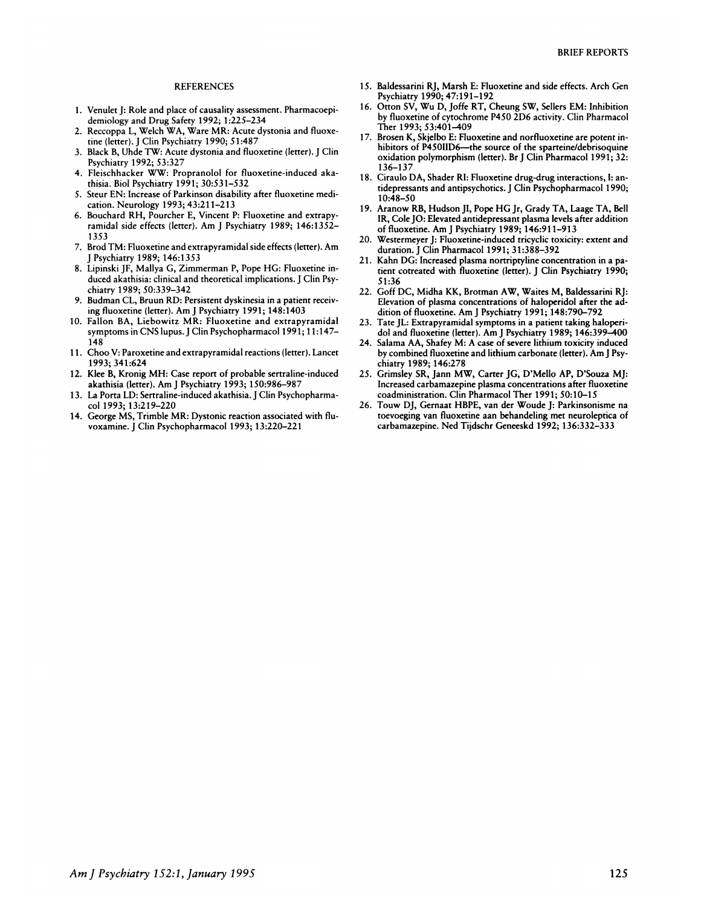## REFERENCES

1. Venulet J: Role and place of causality assessment. Pharmacoepidemiology and Drug Safety 1992; 1:225–234
2. Reccoppa L, Welch WA, Ware MR: Acute dystonia and fluoxetine (letter). J Clin Psychiatry 1990; 51:487
3. Black B, Uhde TW: Acute dystonia and fluoxetine (letter). J Clin Psychiatry 1992; 53:327
4. Fleischhacker WW: Propranolol for fluoxetine-induced akathisia. Biol Psychiatry 1991; 30:531–532
5. Steur EN: Increase of Parkinson disability after fluoxetine medication. Neurology 1993; 43:211–213
6. Bouchard RH, Pourcher E, Vincent P: Fluoxetine and extrapyramidal side effects (letter). Am J Psychiatry 1989; 146:1352–1353
7. Brod TM: Fluoxetine and extrapyramidal side effects (letter). Am J Psychiatry 1989; 146:1353
8. Lipinski JF, Mallya G, Zimmerman P, Pope HG: Fluoxetine induced akathisia: clinical and theoretical implications. J Clin Psychiatry 1989; 50:339–342
9. Budman CL, Bruun RD: Persistent dyskinesia in a patient receiving fluoxetine (letter). Am J Psychiatry 1991; 148:1403
10. Fallon BA, Liebowitz MR: Fluoxetine and extrapyramidal symptoms in CNS lupus. J Clin Psychopharmacol 1991; 11:147–148
11. Choo V: Paroxetine and extrapyramidal reactions (letter). Lancet 1993; 341:624
12. Klee B, Kronig MH: Case report of probable sertraline-induced akathisia (letter). Am J Psychiatry 1993; 150:986–987
13. La Porta LD: Sertraline-induced akathisia. J Clin Psychopharmacol 1993; 13:219–220
14. George MS, Trimble MR: Dystonic reaction associated with fluvoxamine. J Clin Psychopharmacol 1993; 13:220–221
15. Baldessarini RJ, Marsh E: Fluoxetine and side effects. Arch Gen Psychiatry 1990; 47:191–192
16. Otton SV, Wu D, Joffe RT, Cheung SW, Sellers EM: Inhibition by fluoxetine of cytochrome P450 2D6 activity. Clin Pharmacol Ther 1993; 53:401–409
17. Brosen K, Skjelbo E: Fluoxetine and norfluoxetine are potent inhibitors of P450IID6—the source of the sparteine/debrisoquine oxidation polymorphism (letter). Br J Clin Pharmacol 1991; 32:136–137
18. Ciraulo DA, Shader RI: Fluoxetine drug-drug interactions, I: antidepressants and antipsychotics. J Clin Psychopharmacol 1990; 10:48–50
19. Aranow RB, Hudson JI, Pope HG Jr, Grady TA, Laage TA, Bell IR, Cole JO: Elevated antidepressant plasma levels after addition of fluoxetine. Am J Psychiatry 1989; 146:911–913
20. Westermeyer J: Fluoxetine-induced tricyclic toxicity: extent and duration. J Clin Pharmacol 1991; 31:388–392
21. Kahn DG: Increased plasma nortriptyline concentration in a patient cotreated with fluoxetine (letter). J Clin Psychiatry 1990; 51:36
22. Goff DC, Midha KK, Brotman AW, Waites M, Baldessarini RJ: Elevation of plasma concentrations of haloperidol after the addition of fluoxetine. Am J Psychiatry 1991; 148:790–792
23. Tate JL: Extrapyramidal symptoms in a patient taking haloperidol and fluoxetine (letter). Am J Psychiatry 1989; 146:399–400
24. Salama AA, Shafey M: A case of severe lithium toxicity induced by combined fluoxetine and lithium carbonate (letter). Am J Psychiatry 1989; 146:278
25. Grimsley SR, Jann MW, Carter JG, D'Mello AP, D'Souza MJ: Increased carbamazepine plasma concentrations after fluoxetine coadministration. Clin Pharmacol Ther 1991; 50:10–15
26. Touw DJ, Gernaat HBPE, van der Woude J: Parkinsonisme na toevoeging van fluoxetine aan behandeling met neuroleptica of carbamazepine. Ned Tijdschr Geneeskd 1992; 136:332–333